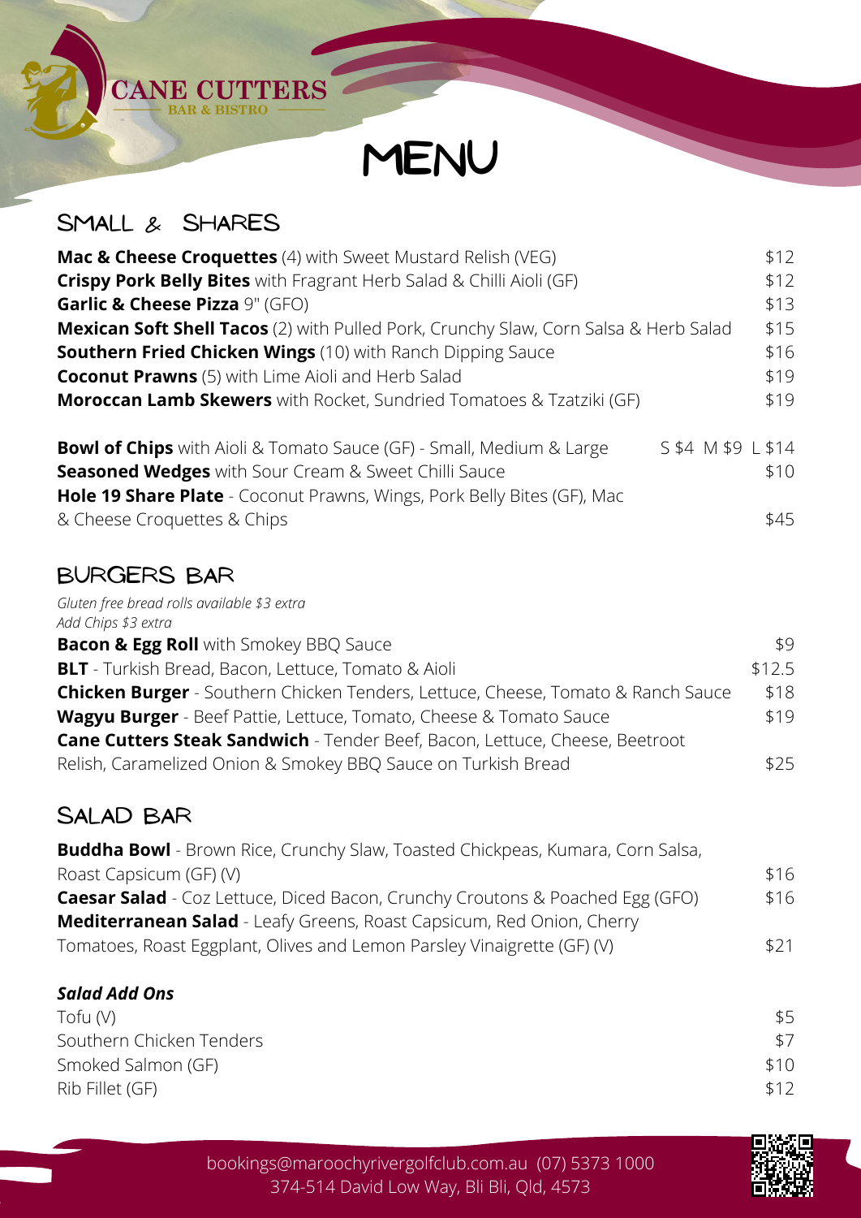CANE CUTTERS
BAR & BISTRO

# MENU

## SMALL & SHARES

**Mac & Cheese Croquettes** (4) with Sweet Mustard Relish (VEG) $12
**Crispy Pork Belly Bites** with Fragrant Herb Salad & Chilli Aioli (GF) $12
**Garlic & Cheese Pizza** 9" (GFO) $13
**Mexican Soft Shell Tacos** (2) with Pulled Pork, Crunchy Slaw, Corn Salsa & Herb Salad $15
**Southern Fried Chicken Wings** (10) with Ranch Dipping Sauce $16
**Coconut Prawns** (5) with Lime Aioli and Herb Salad $19
**Moroccan Lamb Skewers** with Rocket, Sundried Tomatoes & Tzatziki (GF) $19

**Bowl of Chips** with Aioli & Tomato Sauce (GF) - Small, Medium & Large S $4 M $9 L $14
**Seasoned Wedges** with Sour Cream & Sweet Chilli Sauce $10
**Hole 19 Share Plate** - Coconut Prawns, Wings, Pork Belly Bites (GF), Mac & Cheese Croquettes & Chips $45

## BURGERS BAR

*Gluten free bread rolls available $3 extra*
*Add Chips $3 extra*

**Bacon & Egg Roll** with Smokey BBQ Sauce $9
**BLT** - Turkish Bread, Bacon, Lettuce, Tomato & Aioli $12.5
**Chicken Burger** - Southern Chicken Tenders, Lettuce, Cheese, Tomato & Ranch Sauce $18
**Wagyu Burger** - Beef Pattie, Lettuce, Tomato, Cheese & Tomato Sauce $19
**Cane Cutters Steak Sandwich** - Tender Beef, Bacon, Lettuce, Cheese, Beetroot Relish, Caramelized Onion & Smokey BBQ Sauce on Turkish Bread $25

## SALAD BAR

**Buddha Bowl** - Brown Rice, Crunchy Slaw, Toasted Chickpeas, Kumara, Corn Salsa, Roast Capsicum (GF) (V) $16
**Caesar Salad** - Coz Lettuce, Diced Bacon, Crunchy Croutons & Poached Egg (GFO) $16
**Mediterranean Salad** - Leafy Greens, Roast Capsicum, Red Onion, Cherry Tomatoes, Roast Eggplant, Olives and Lemon Parsley Vinaigrette (GF) (V) $21

***Salad Add Ons***

Tofu (V) $5
Southern Chicken Tenders $7
Smoked Salmon (GF) $10
Rib Fillet (GF) $12

bookings@maroochyrivergolfclub.com.au (07) 5373 1000
374-514 David Low Way, Bli Bli, Qld, 4573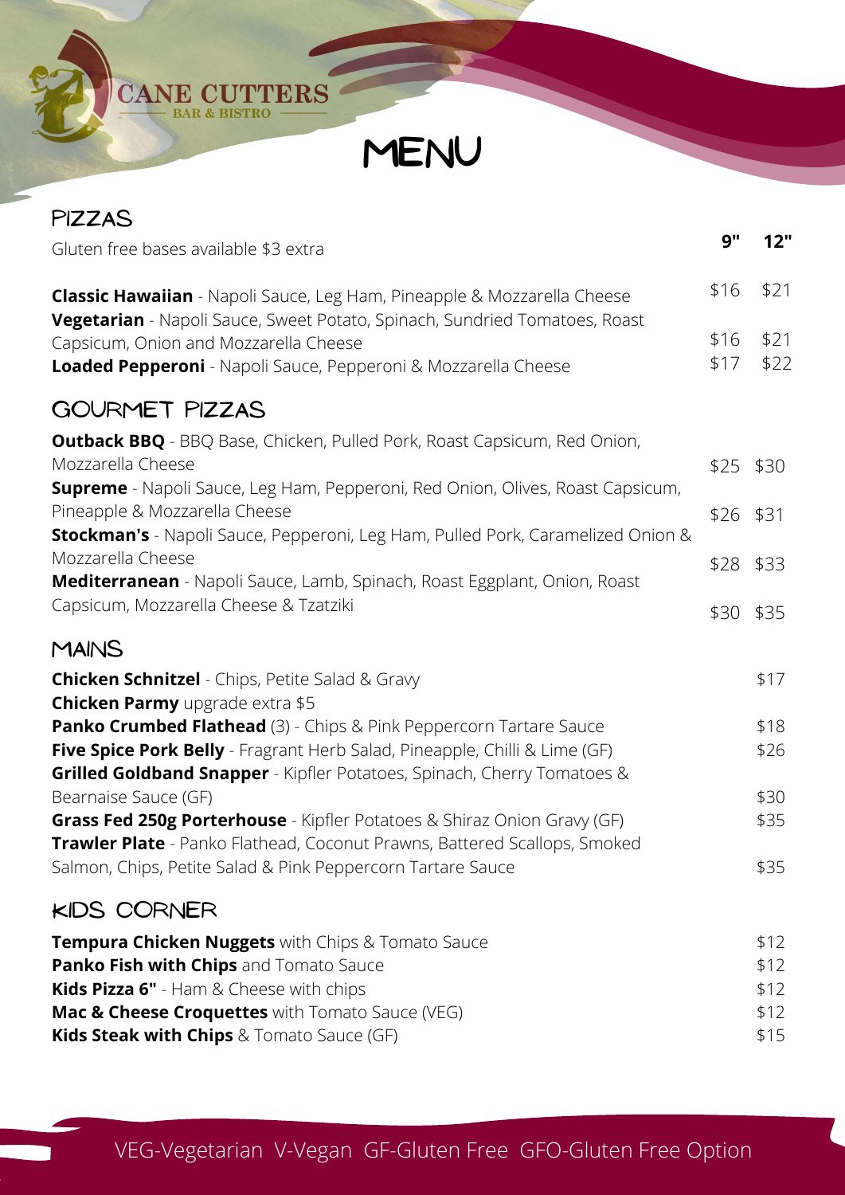CANE CUTTERS
BAR & BISTRO

# MENU

## PIZZAS

Gluten free bases available $3 extra

| | 9" | 12" |
|---|---|---|
| **Classic Hawaiian** - Napoli Sauce, Leg Ham, Pineapple & Mozzarella Cheese | $16 | $21 |
| **Vegetarian** - Napoli Sauce, Sweet Potato, Spinach, Sundried Tomatoes, Roast Capsicum, Onion and Mozzarella Cheese | $16 | $21 |
| **Loaded Pepperoni** - Napoli Sauce, Pepperoni & Mozzarella Cheese | $17 | $22 |

## GOURMET PIZZAS

| | | |
|---|---|---|
| **Outback BBQ** - BBQ Base, Chicken, Pulled Pork, Roast Capsicum, Red Onion, Mozzarella Cheese | $25 | $30 |
| **Supreme** - Napoli Sauce, Leg Ham, Pepperoni, Red Onion, Olives, Roast Capsicum, Pineapple & Mozzarella Cheese | $26 | $31 |
| **Stockman's** - Napoli Sauce, Pepperoni, Leg Ham, Pulled Pork, Caramelized Onion & Mozzarella Cheese | $28 | $33 |
| **Mediterranean** - Napoli Sauce, Lamb, Spinach, Roast Eggplant, Onion, Roast Capsicum, Mozzarella Cheese & Tzatziki | $30 | $35 |

## MAINS

| | |
|---|---|
| **Chicken Schnitzel** - Chips, Petite Salad & Gravy | $17 |
| **Chicken Parmy** upgrade extra $5 | |
| **Panko Crumbed Flathead** (3) - Chips & Pink Peppercorn Tartare Sauce | $18 |
| **Five Spice Pork Belly** - Fragrant Herb Salad, Pineapple, Chilli & Lime (GF) | $26 |
| **Grilled Goldband Snapper** - Kipfler Potatoes, Spinach, Cherry Tomatoes & Bearnaise Sauce (GF) | $30 |
| **Grass Fed 250g Porterhouse** - Kipfler Potatoes & Shiraz Onion Gravy (GF) | $35 |
| **Trawler Plate** - Panko Flathead, Coconut Prawns, Battered Scallops, Smoked Salmon, Chips, Petite Salad & Pink Peppercorn Tartare Sauce | $35 |

## KIDS CORNER

| | |
|---|---|
| **Tempura Chicken Nuggets** with Chips & Tomato Sauce | $12 |
| **Panko Fish with Chips** and Tomato Sauce | $12 |
| **Kids Pizza 6"** - Ham & Cheese with chips | $12 |
| **Mac & Cheese Croquettes** with Tomato Sauce (VEG) | $12 |
| **Kids Steak with Chips** & Tomato Sauce (GF) | $15 |

VEG-Vegetarian V-Vegan GF-Gluten Free GFO-Gluten Free Option